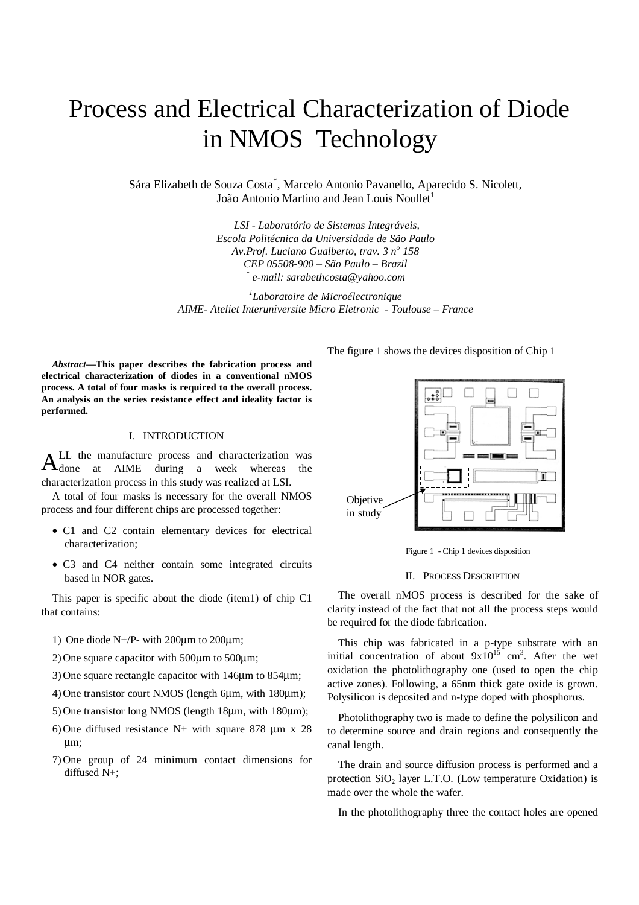# Process and Electrical Characterization of Diode in NMOS Technology

Sára Elizabeth de Souza Costa*, Marcelo Antonio Pavanello, Aparecido S. Nicolett, João Antonio Martino and Jean Louis Noullet[1]

*LSI - Laboratório de Sistemas Integráveis,*
*Escola Politécnica da Universidade de São Paulo*
*Av.Prof. Luciano Gualberto, trav. 3 n$^o$ 158*
*CEP 05508-900 – São Paulo – Brazil*
*\* e-mail: sarabethcosta@yahoo.com*

*[1]Laboratoire de Microélectronique*
*AIME- Ateliet Interuniversite Micro Eletronic - Toulouse – France*

***Abstract*—This paper describes the fabrication process and electrical characterization of diodes in a conventional nMOS process. A total of four masks is required to the overall process. An analysis on the series resistance effect and ideality factor is performed.**

## I. INTRODUCTION

ALL the manufacture process and characterization was done at AIME during a week whereas the characterization process in this study was realized at LSI.

A total of four masks is necessary for the overall NMOS process and four different chips are processed together:

- C1 and C2 contain elementary devices for electrical characterization;
- C3 and C4 neither contain some integrated circuits based in NOR gates.

This paper is specific about the diode (item1) of chip C1 that contains:

1) One diode N+/P- with 200µm to 200µm;
2) One square capacitor with 500µm to 500µm;
3) One square rectangle capacitor with 146µm to 854µm;
4) One transistor court NMOS (length 6µm, with 180µm);
5) One transistor long NMOS (length 18µm, with 180µm);
6) One diffused resistance N+ with square 878 µm x 28 µm;
7) One group of 24 minimum contact dimensions for diffused N+;

The figure 1 shows the devices disposition of Chip 1

Objetive in study

Figure 1 - Chip 1 devices disposition

## II. PROCESS DESCRIPTION

The overall nMOS process is described for the sake of clarity instead of the fact that not all the process steps would be required for the diode fabrication.

This chip was fabricated in a p-type substrate with an initial concentration of about $9x10^{15}$ $cm^3$. After the wet oxidation the photolithography one (used to open the chip active zones). Following, a 65nm thick gate oxide is grown. Polysilicon is deposited and n-type doped with phosphorus.

Photolithography two is made to define the polysilicon and to determine source and drain regions and consequently the canal length.

The drain and source diffusion process is performed and a protection $SiO_2$ layer L.T.O. (Low temperature Oxidation) is made over the whole the wafer.

In the photolithography three the contact holes are opened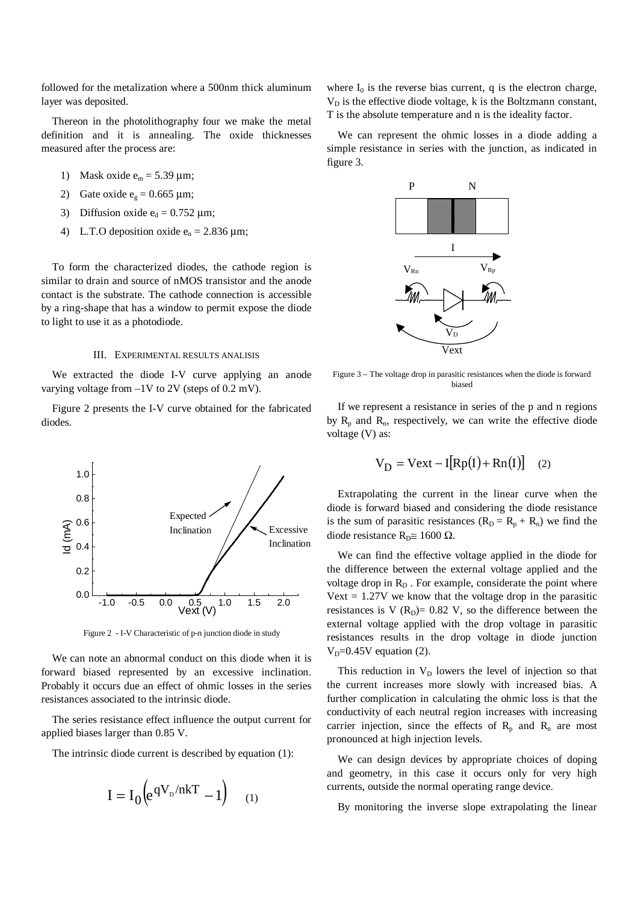followed for the metalization where a 500nm thick aluminum layer was deposited.

Thereon in the photolithography four we make the metal definition and it is annealing. The oxide thicknesses measured after the process are:

1) Mask oxide $e_m = 5.39$ μm;
2) Gate oxide $e_g = 0.665$ μm;
3) Diffusion oxide $e_d = 0.752$ μm;
4) L.T.O deposition oxide $e_n = 2.836$ μm;

To form the characterized diodes, the cathode region is similar to drain and source of nMOS transistor and the anode contact is the substrate. The cathode connection is accessible by a ring-shape that has a window to permit expose the diode to light to use it as a photodiode.

## III. Experimental results analisis

We extracted the diode I-V curve applying an anode varying voltage from –1V to 2V (steps of 0.2 mV).

Figure 2 presents the I-V curve obtained for the fabricated diodes.

Figure 2 - I-V Characteristic of p-n junction diode in study

We can note an abnormal conduct on this diode when it is forward biased represented by an excessive inclination. Probably it occurs due an effect of ohmic losses in the series resistances associated to the intrinsic diode.

The series resistance effect influence the output current for applied biases larger than 0.85 V.

The intrinsic diode current is described by equation (1):

$$I = I_0\left(e^{qV_D/nkT} - 1\right) \quad (1)$$

where $I_0$ is the reverse bias current, q is the electron charge, $V_D$ is the effective diode voltage, k is the Boltzmann constant, T is the absolute temperature and n is the ideality factor.

We can represent the ohmic losses in a diode adding a simple resistance in series with the junction, as indicated in figure 3.

Figure 3 – The voltage drop in parasitic resistances when the diode is forward biased

If we represent a resistance in series of the p and n regions by $R_p$ and $R_n$, respectively, we can write the effective diode voltage (V) as:

$$V_D = Vext - I\left[Rp(I) + Rn(I)\right] \quad (2)$$

Extrapolating the current in the linear curve when the diode is forward biased and considering the diode resistance is the sum of parasitic resistances ($R_D = R_p + R_n$) we find the diode resistance $R_D \cong 1600\ \Omega$.

We can find the effective voltage applied in the diode for the difference between the external voltage applied and the voltage drop in $R_D$. For example, considerate the point where Vext = 1.27V we know that the voltage drop in the parasitic resistances is V ($R_D$)= 0.82 V, so the difference between the external voltage applied with the drop voltage in parasitic resistances results in the drop voltage in diode junction $V_D$=0.45V equation (2).

This reduction in $V_D$ lowers the level of injection so that the current increases more slowly with increased bias. A further complication in calculating the ohmic loss is that the conductivity of each neutral region increases with increasing carrier injection, since the effects of $R_p$ and $R_n$ are most pronounced at high injection levels.

We can design devices by appropriate choices of doping and geometry, in this case it occurs only for very high currents, outside the normal operating range device.

By monitoring the inverse slope extrapolating the linear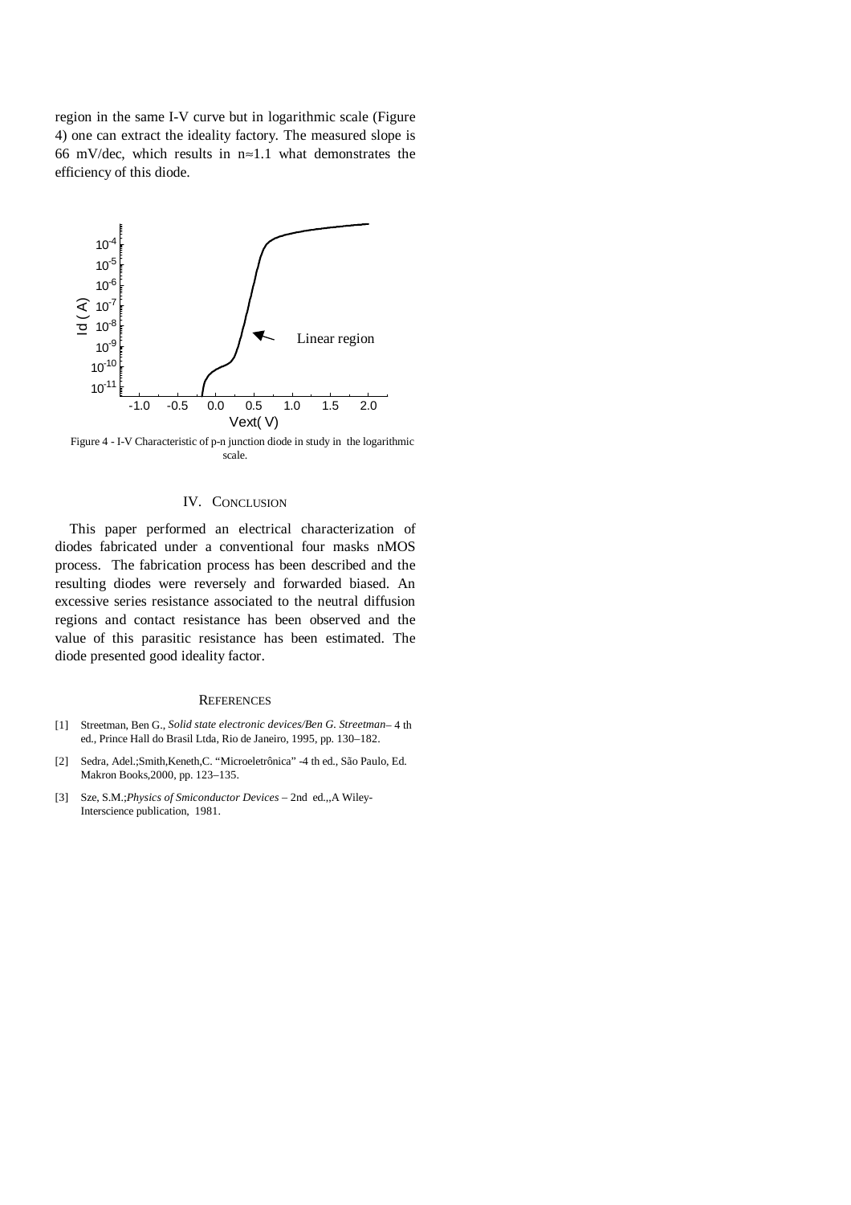region in the same I-V curve but in logarithmic scale (Figure 4) one can extract the ideality factory. The measured slope is 66 mV/dec, which results in n≈1.1 what demonstrates the efficiency of this diode.

$10^{-4}$
$10^{-5}$
$10^{-6}$
$10^{-7}$
$10^{-8}$
$10^{-9}$
$10^{-10}$
$10^{-11}$
Id ( A)
-1.0 -0.5 0.0 0.5 1.0 1.5 2.0
Vext( V)
Linear region

Figure 4 - I-V Characteristic of p-n junction diode in study in the logarithmic scale.

## IV. Conclusion

This paper performed an electrical characterization of diodes fabricated under a conventional four masks nMOS process. The fabrication process has been described and the resulting diodes were reversely and forwarded biased. An excessive series resistance associated to the neutral diffusion regions and contact resistance has been observed and the value of this parasitic resistance has been estimated. The diode presented good ideality factor.

## References

[1] Streetman, Ben G., *Solid state electronic devices/Ben G. Streetman*– 4 th ed., Prince Hall do Brasil Ltda, Rio de Janeiro, 1995, pp. 130–182.

[2] Sedra, Adel.;Smith,Keneth,C. “Microeletrônica” -4 th ed., São Paulo, Ed. Makron Books,2000, pp. 123–135.

[3] Sze, S.M.;*Physics of Smiconductor Devices* – 2nd ed.,,A Wiley-Interscience publication, 1981.